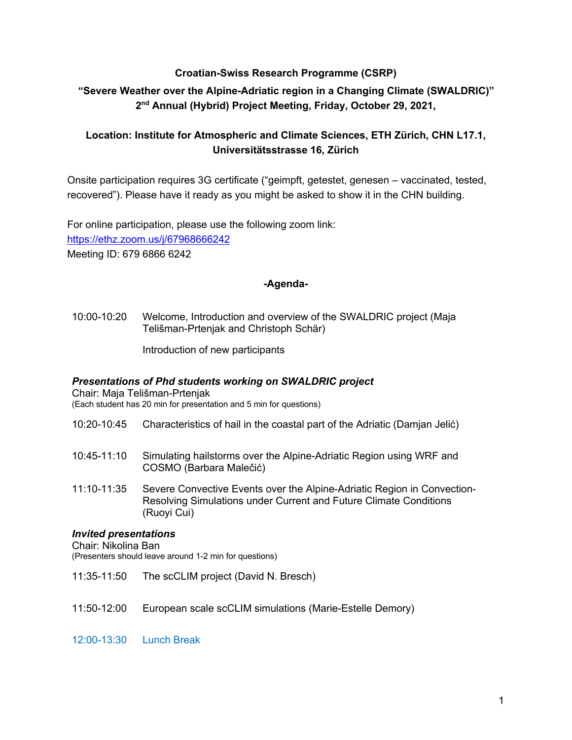**Croatian-Swiss Research Programme (CSRP)**

**"Severe Weather over the Alpine-Adriatic region in a Changing Climate (SWALDRIC)"**
**2nd Annual (Hybrid) Project Meeting, Friday, October 29, 2021,**

**Location: Institute for Atmospheric and Climate Sciences, ETH Zürich, CHN L17.1, Universitätsstrasse 16, Zürich**

Onsite participation requires 3G certificate ("geimpft, getestet, genesen – vaccinated, tested, recovered"). Please have it ready as you might be asked to show it in the CHN building.

For online participation, please use the following zoom link:
https://ethz.zoom.us/j/67968666242
Meeting ID: 679 6866 6242

**-Agenda-**

10:00-10:20 Welcome, Introduction and overview of the SWALDRIC project (Maja Telišman-Prtenjak and Christoph Schär)

Introduction of new participants

***Presentations of Phd students working on SWALDRIC project***
Chair: Maja Telišman-Prtenjak
(Each student has 20 min for presentation and 5 min for questions)

10:20-10:45 Characteristics of hail in the coastal part of the Adriatic (Damjan Jelić)

10:45-11:10 Simulating hailstorms over the Alpine-Adriatic Region using WRF and COSMO (Barbara Malečić)

11:10-11:35 Severe Convective Events over the Alpine-Adriatic Region in Convection-Resolving Simulations under Current and Future Climate Conditions (Ruoyi Cui)

***Invited presentations***
Chair: Nikolina Ban
(Presenters should leave around 1-2 min for questions)

11:35-11:50 The scCLIM project (David N. Bresch)

11:50-12:00 European scale scCLIM simulations (Marie-Estelle Demory)

12:00-13:30 Lunch Break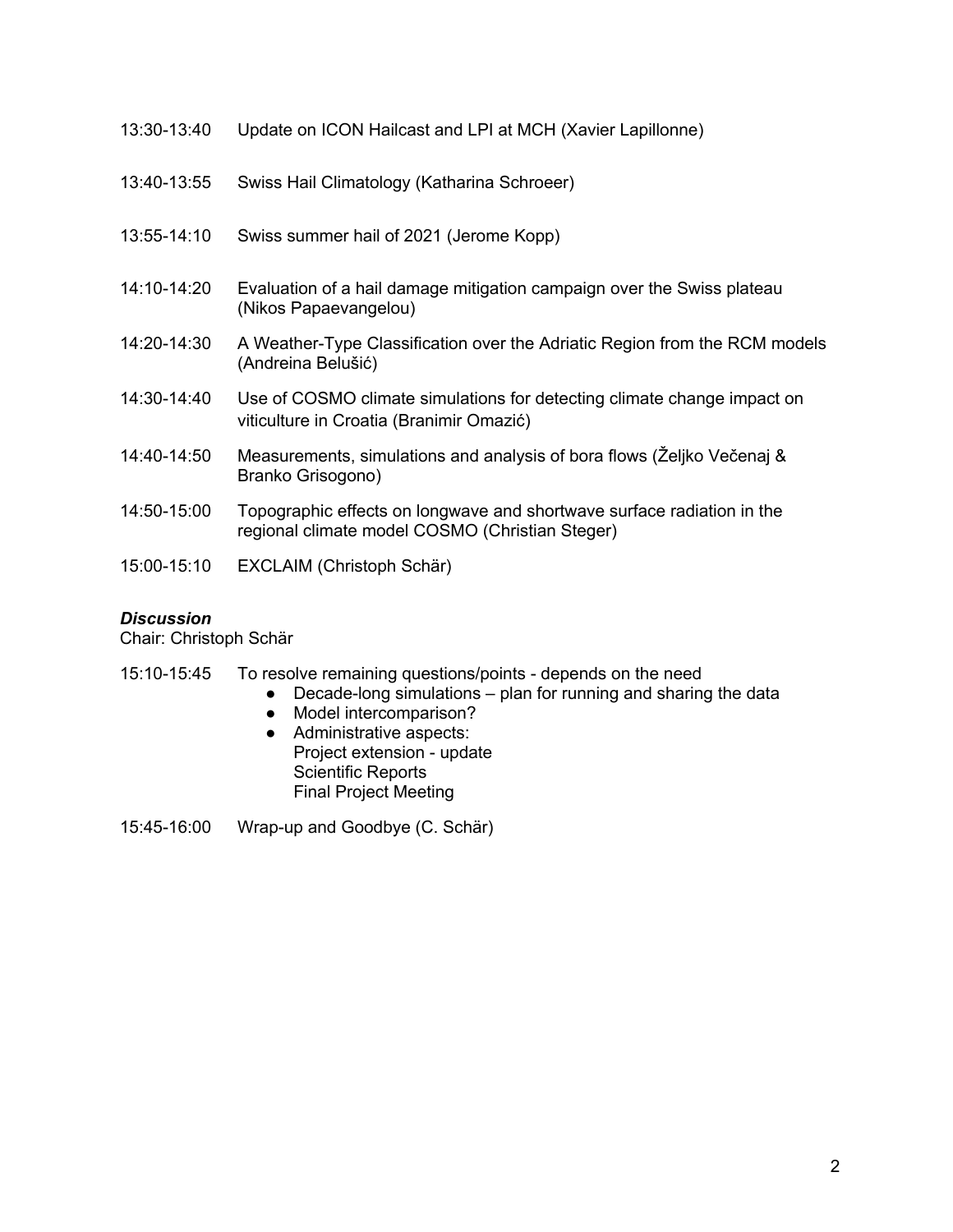| | |
|---|---|
| 13:30-13:40 | Update on ICON Hailcast and LPI at MCH (Xavier Lapillonne) |
| 13:40-13:55 | Swiss Hail Climatology (Katharina Schroeer) |
| 13:55-14:10 | Swiss summer hail of 2021 (Jerome Kopp) |
| 14:10-14:20 | Evaluation of a hail damage mitigation campaign over the Swiss plateau (Nikos Papaevangelou) |
| 14:20-14:30 | A Weather-Type Classification over the Adriatic Region from the RCM models (Andreina Belušić) |
| 14:30-14:40 | Use of COSMO climate simulations for detecting climate change impact on viticulture in Croatia (Branimir Omazić) |
| 14:40-14:50 | Measurements, simulations and analysis of bora flows (Željko Večenaj & Branko Grisogono) |
| 14:50-15:00 | Topographic effects on longwave and shortwave surface radiation in the regional climate model COSMO (Christian Steger) |
| 15:00-15:10 | EXCLAIM (Christoph Schär) |

***Discussion***

Chair: Christoph Schär

15:10-15:45 To resolve remaining questions/points - depends on the need

- Decade-long simulations – plan for running and sharing the data
- Model intercomparison?
- Administrative aspects:
  Project extension - update
  Scientific Reports
  Final Project Meeting

15:45-16:00 Wrap-up and Goodbye (C. Schär)